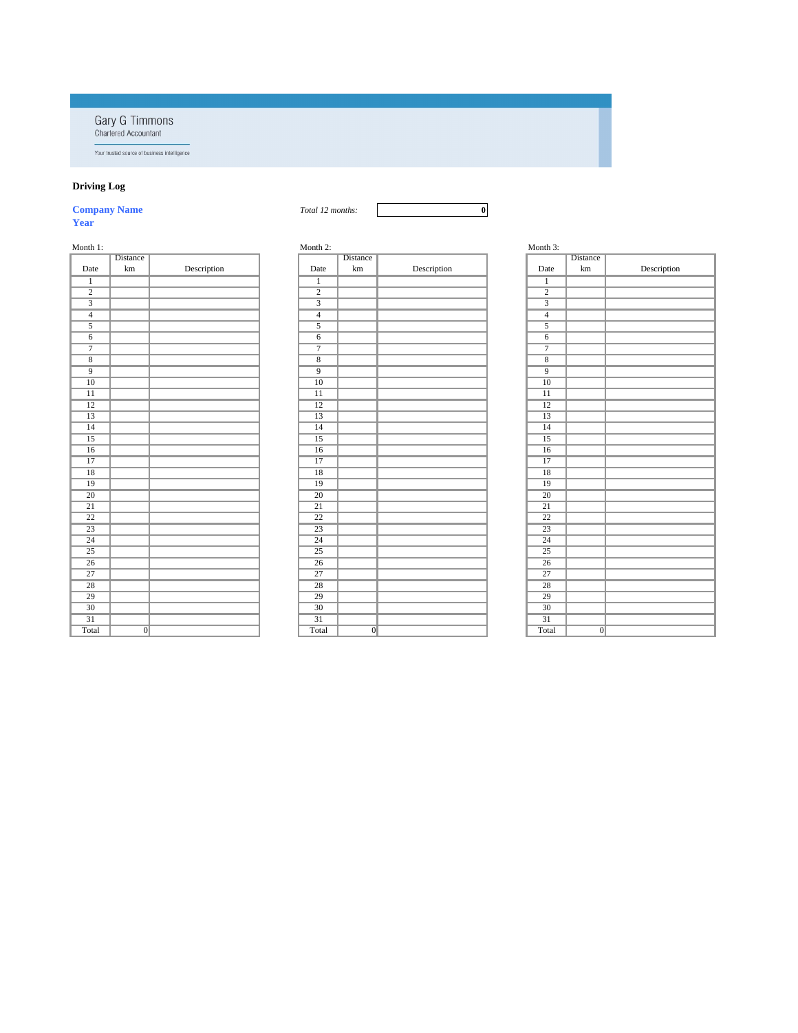Gary G Timmons
Chartered Accountant

Your trusted source of business intelligence

**Driving Log**

**Company Name**
**Year**

*Total 12 months:* **0**

Month 1:

| Date | Distance km | Description |
|---|---|---|
| 1 | | |
| 2 | | |
| 3 | | |
| 4 | | |
| 5 | | |
| 6 | | |
| 7 | | |
| 8 | | |
| 9 | | |
| 10 | | |
| 11 | | |
| 12 | | |
| 13 | | |
| 14 | | |
| 15 | | |
| 16 | | |
| 17 | | |
| 18 | | |
| 19 | | |
| 20 | | |
| 21 | | |
| 22 | | |
| 23 | | |
| 24 | | |
| 25 | | |
| 26 | | |
| 27 | | |
| 28 | | |
| 29 | | |
| 30 | | |
| 31 | | |
| Total | 0 | |

Month 2:

| Date | Distance km | Description |
|---|---|---|
| 1 | | |
| 2 | | |
| 3 | | |
| 4 | | |
| 5 | | |
| 6 | | |
| 7 | | |
| 8 | | |
| 9 | | |
| 10 | | |
| 11 | | |
| 12 | | |
| 13 | | |
| 14 | | |
| 15 | | |
| 16 | | |
| 17 | | |
| 18 | | |
| 19 | | |
| 20 | | |
| 21 | | |
| 22 | | |
| 23 | | |
| 24 | | |
| 25 | | |
| 26 | | |
| 27 | | |
| 28 | | |
| 29 | | |
| 30 | | |
| 31 | | |
| Total | 0 | |

Month 3:

| Date | Distance km | Description |
|---|---|---|
| 1 | | |
| 2 | | |
| 3 | | |
| 4 | | |
| 5 | | |
| 6 | | |
| 7 | | |
| 8 | | |
| 9 | | |
| 10 | | |
| 11 | | |
| 12 | | |
| 13 | | |
| 14 | | |
| 15 | | |
| 16 | | |
| 17 | | |
| 18 | | |
| 19 | | |
| 20 | | |
| 21 | | |
| 22 | | |
| 23 | | |
| 24 | | |
| 25 | | |
| 26 | | |
| 27 | | |
| 28 | | |
| 29 | | |
| 30 | | |
| 31 | | |
| Total | 0 | |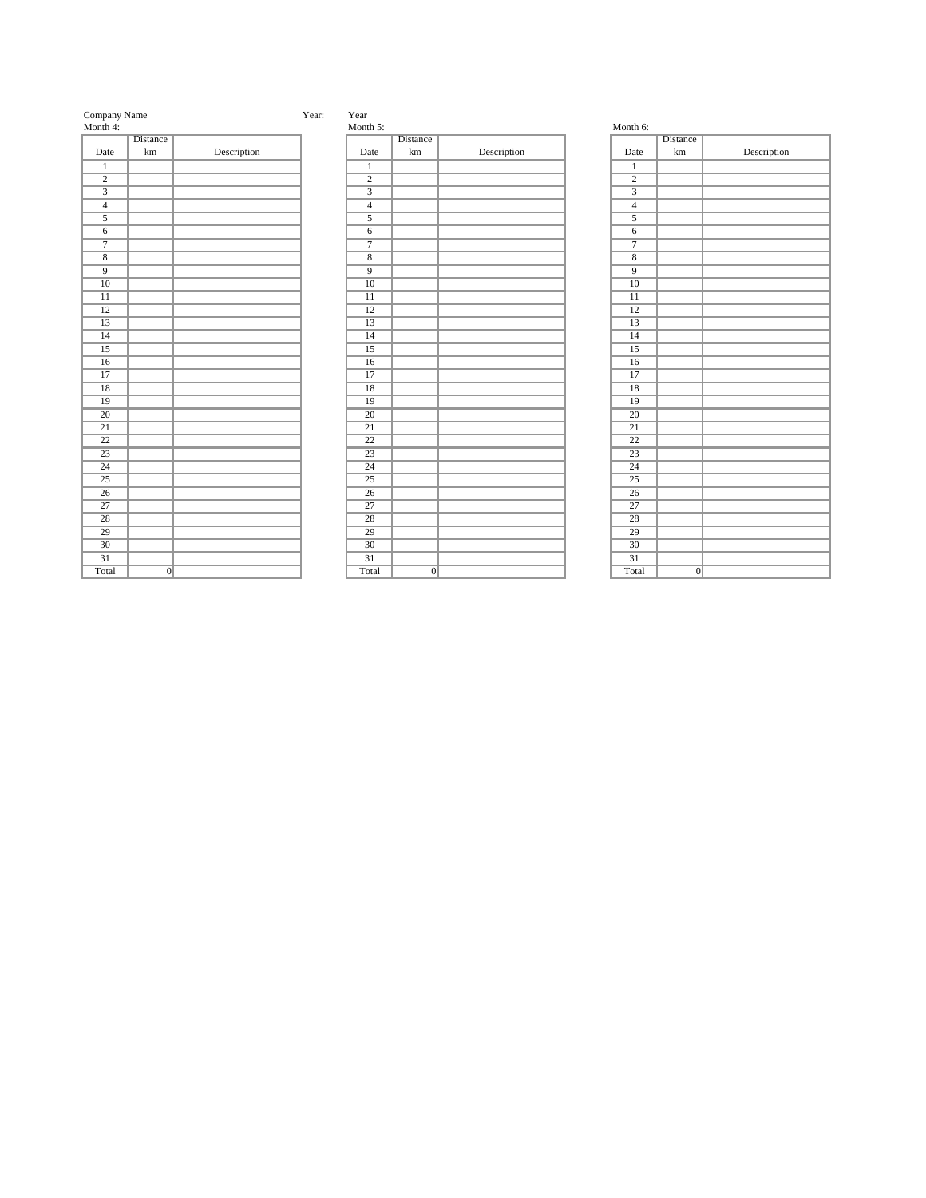Company Name  Year:  Year

Month 4:

| Date | Distance km | Description |
|---|---|---|
| 1 | | |
| 2 | | |
| 3 | | |
| 4 | | |
| 5 | | |
| 6 | | |
| 7 | | |
| 8 | | |
| 9 | | |
| 10 | | |
| 11 | | |
| 12 | | |
| 13 | | |
| 14 | | |
| 15 | | |
| 16 | | |
| 17 | | |
| 18 | | |
| 19 | | |
| 20 | | |
| 21 | | |
| 22 | | |
| 23 | | |
| 24 | | |
| 25 | | |
| 26 | | |
| 27 | | |
| 28 | | |
| 29 | | |
| 30 | | |
| 31 | | |
| Total | 0 | |

Month 5:

| Date | Distance km | Description |
|---|---|---|
| 1 | | |
| 2 | | |
| 3 | | |
| 4 | | |
| 5 | | |
| 6 | | |
| 7 | | |
| 8 | | |
| 9 | | |
| 10 | | |
| 11 | | |
| 12 | | |
| 13 | | |
| 14 | | |
| 15 | | |
| 16 | | |
| 17 | | |
| 18 | | |
| 19 | | |
| 20 | | |
| 21 | | |
| 22 | | |
| 23 | | |
| 24 | | |
| 25 | | |
| 26 | | |
| 27 | | |
| 28 | | |
| 29 | | |
| 30 | | |
| 31 | | |
| Total | 0 | |

Month 6:

| Date | Distance km | Description |
|---|---|---|
| 1 | | |
| 2 | | |
| 3 | | |
| 4 | | |
| 5 | | |
| 6 | | |
| 7 | | |
| 8 | | |
| 9 | | |
| 10 | | |
| 11 | | |
| 12 | | |
| 13 | | |
| 14 | | |
| 15 | | |
| 16 | | |
| 17 | | |
| 18 | | |
| 19 | | |
| 20 | | |
| 21 | | |
| 22 | | |
| 23 | | |
| 24 | | |
| 25 | | |
| 26 | | |
| 27 | | |
| 28 | | |
| 29 | | |
| 30 | | |
| 31 | | |
| Total | 0 | |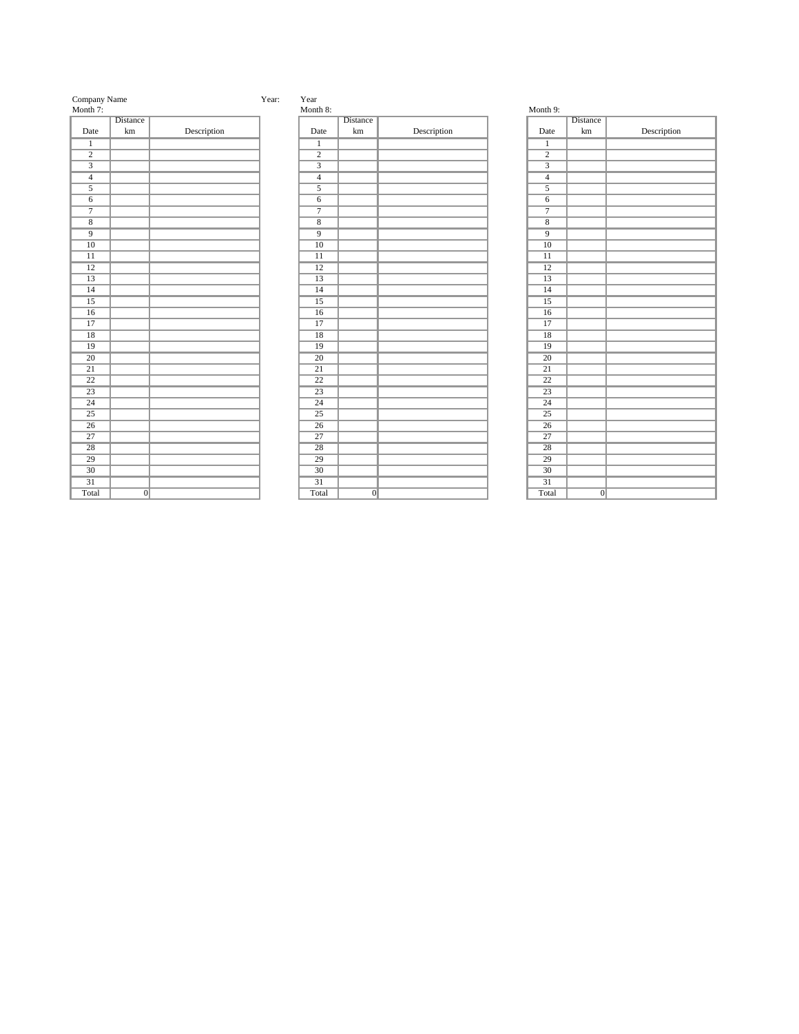Company Name　　　　Year:　　Year

Month 7:

| Date | Distance km | Description |
|---|---|---|
| 1 | | |
| 2 | | |
| 3 | | |
| 4 | | |
| 5 | | |
| 6 | | |
| 7 | | |
| 8 | | |
| 9 | | |
| 10 | | |
| 11 | | |
| 12 | | |
| 13 | | |
| 14 | | |
| 15 | | |
| 16 | | |
| 17 | | |
| 18 | | |
| 19 | | |
| 20 | | |
| 21 | | |
| 22 | | |
| 23 | | |
| 24 | | |
| 25 | | |
| 26 | | |
| 27 | | |
| 28 | | |
| 29 | | |
| 30 | | |
| 31 | | |
| Total | 0 | |

Month 8:

| Date | Distance km | Description |
|---|---|---|
| 1 | | |
| 2 | | |
| 3 | | |
| 4 | | |
| 5 | | |
| 6 | | |
| 7 | | |
| 8 | | |
| 9 | | |
| 10 | | |
| 11 | | |
| 12 | | |
| 13 | | |
| 14 | | |
| 15 | | |
| 16 | | |
| 17 | | |
| 18 | | |
| 19 | | |
| 20 | | |
| 21 | | |
| 22 | | |
| 23 | | |
| 24 | | |
| 25 | | |
| 26 | | |
| 27 | | |
| 28 | | |
| 29 | | |
| 30 | | |
| 31 | | |
| Total | 0 | |

Month 9:

| Date | Distance km | Description |
|---|---|---|
| 1 | | |
| 2 | | |
| 3 | | |
| 4 | | |
| 5 | | |
| 6 | | |
| 7 | | |
| 8 | | |
| 9 | | |
| 10 | | |
| 11 | | |
| 12 | | |
| 13 | | |
| 14 | | |
| 15 | | |
| 16 | | |
| 17 | | |
| 18 | | |
| 19 | | |
| 20 | | |
| 21 | | |
| 22 | | |
| 23 | | |
| 24 | | |
| 25 | | |
| 26 | | |
| 27 | | |
| 28 | | |
| 29 | | |
| 30 | | |
| 31 | | |
| Total | 0 | |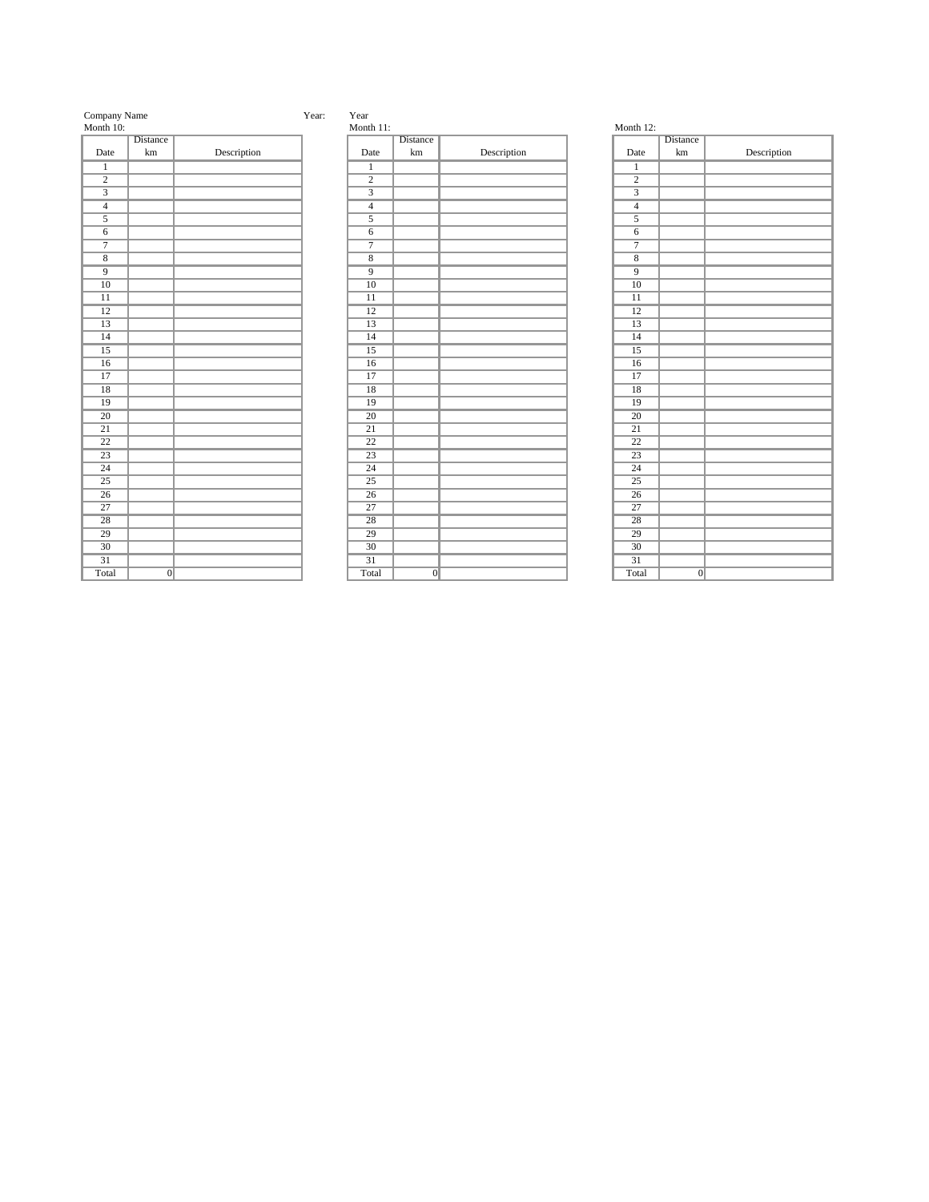Company Name Year: Year

Month 10:

| Date | Distance km | Description |
|---|---|---|
| 1 | | |
| 2 | | |
| 3 | | |
| 4 | | |
| 5 | | |
| 6 | | |
| 7 | | |
| 8 | | |
| 9 | | |
| 10 | | |
| 11 | | |
| 12 | | |
| 13 | | |
| 14 | | |
| 15 | | |
| 16 | | |
| 17 | | |
| 18 | | |
| 19 | | |
| 20 | | |
| 21 | | |
| 22 | | |
| 23 | | |
| 24 | | |
| 25 | | |
| 26 | | |
| 27 | | |
| 28 | | |
| 29 | | |
| 30 | | |
| 31 | | |
| Total | 0 | |

Month 11:

| Date | Distance km | Description |
|---|---|---|
| 1 | | |
| 2 | | |
| 3 | | |
| 4 | | |
| 5 | | |
| 6 | | |
| 7 | | |
| 8 | | |
| 9 | | |
| 10 | | |
| 11 | | |
| 12 | | |
| 13 | | |
| 14 | | |
| 15 | | |
| 16 | | |
| 17 | | |
| 18 | | |
| 19 | | |
| 20 | | |
| 21 | | |
| 22 | | |
| 23 | | |
| 24 | | |
| 25 | | |
| 26 | | |
| 27 | | |
| 28 | | |
| 29 | | |
| 30 | | |
| 31 | | |
| Total | 0 | |

Month 12:

| Date | Distance km | Description |
|---|---|---|
| 1 | | |
| 2 | | |
| 3 | | |
| 4 | | |
| 5 | | |
| 6 | | |
| 7 | | |
| 8 | | |
| 9 | | |
| 10 | | |
| 11 | | |
| 12 | | |
| 13 | | |
| 14 | | |
| 15 | | |
| 16 | | |
| 17 | | |
| 18 | | |
| 19 | | |
| 20 | | |
| 21 | | |
| 22 | | |
| 23 | | |
| 24 | | |
| 25 | | |
| 26 | | |
| 27 | | |
| 28 | | |
| 29 | | |
| 30 | | |
| 31 | | |
| Total | 0 | |